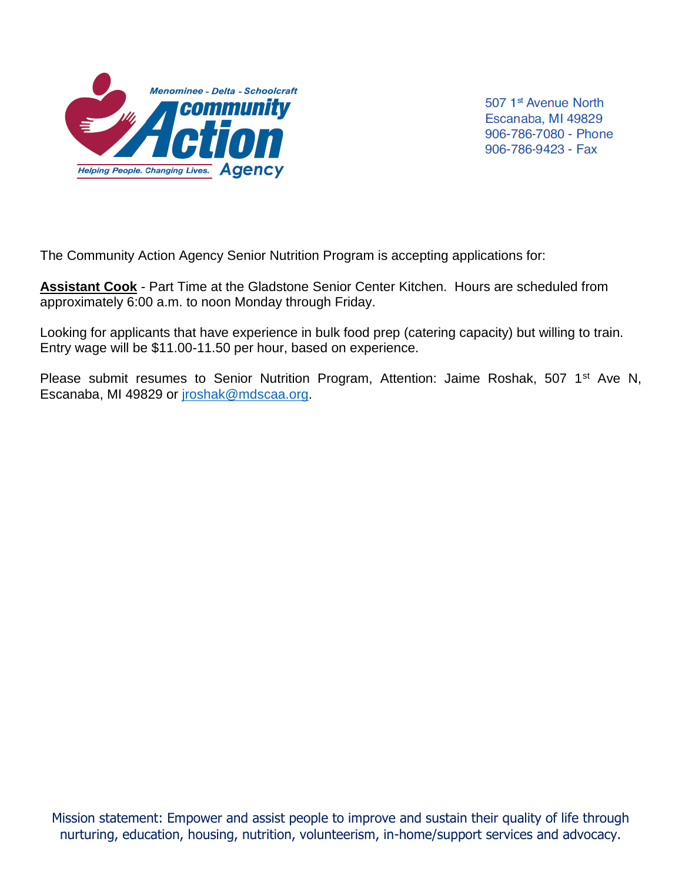Menominee - Delta - Schoolcraft
Community Action Agency
Helping People. Changing Lives.

507 1st Avenue North
Escanaba, MI 49829
906-786-7080 - Phone
906-786-9423 - Fax

The Community Action Agency Senior Nutrition Program is accepting applications for:

**Assistant Cook** - Part Time at the Gladstone Senior Center Kitchen. Hours are scheduled from approximately 6:00 a.m. to noon Monday through Friday.

Looking for applicants that have experience in bulk food prep (catering capacity) but willing to train. Entry wage will be $11.00-11.50 per hour, based on experience.

Please submit resumes to Senior Nutrition Program, Attention: Jaime Roshak, 507 1st Ave N, Escanaba, MI 49829 or jroshak@mdscaa.org.

Mission statement: Empower and assist people to improve and sustain their quality of life through nurturing, education, housing, nutrition, volunteerism, in-home/support services and advocacy.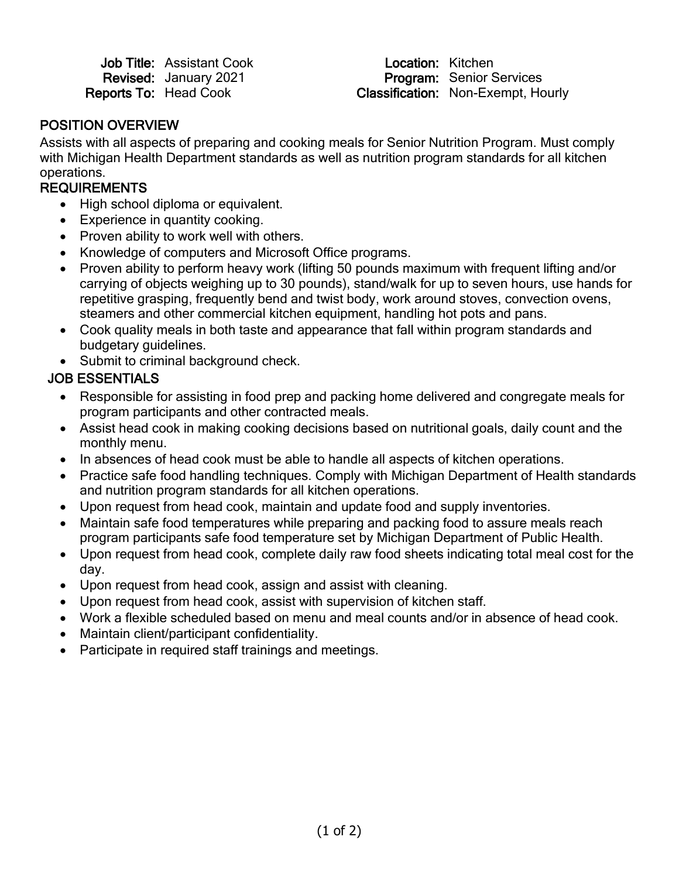**Job Title:** Assistant Cook
**Revised:** January 2021
**Reports To:** Head Cook

**Location:** Kitchen
**Program:** Senior Services
**Classification:** Non-Exempt, Hourly

## POSITION OVERVIEW

Assists with all aspects of preparing and cooking meals for Senior Nutrition Program. Must comply with Michigan Health Department standards as well as nutrition program standards for all kitchen operations.

## REQUIREMENTS

- High school diploma or equivalent.
- Experience in quantity cooking.
- Proven ability to work well with others.
- Knowledge of computers and Microsoft Office programs.
- Proven ability to perform heavy work (lifting 50 pounds maximum with frequent lifting and/or carrying of objects weighing up to 30 pounds), stand/walk for up to seven hours, use hands for repetitive grasping, frequently bend and twist body, work around stoves, convection ovens, steamers and other commercial kitchen equipment, handling hot pots and pans.
- Cook quality meals in both taste and appearance that fall within program standards and budgetary guidelines.
- Submit to criminal background check.

## JOB ESSENTIALS

- Responsible for assisting in food prep and packing home delivered and congregate meals for program participants and other contracted meals.
- Assist head cook in making cooking decisions based on nutritional goals, daily count and the monthly menu.
- In absences of head cook must be able to handle all aspects of kitchen operations.
- Practice safe food handling techniques. Comply with Michigan Department of Health standards and nutrition program standards for all kitchen operations.
- Upon request from head cook, maintain and update food and supply inventories.
- Maintain safe food temperatures while preparing and packing food to assure meals reach program participants safe food temperature set by Michigan Department of Public Health.
- Upon request from head cook, complete daily raw food sheets indicating total meal cost for the day.
- Upon request from head cook, assign and assist with cleaning.
- Upon request from head cook, assist with supervision of kitchen staff.
- Work a flexible scheduled based on menu and meal counts and/or in absence of head cook.
- Maintain client/participant confidentiality.
- Participate in required staff trainings and meetings.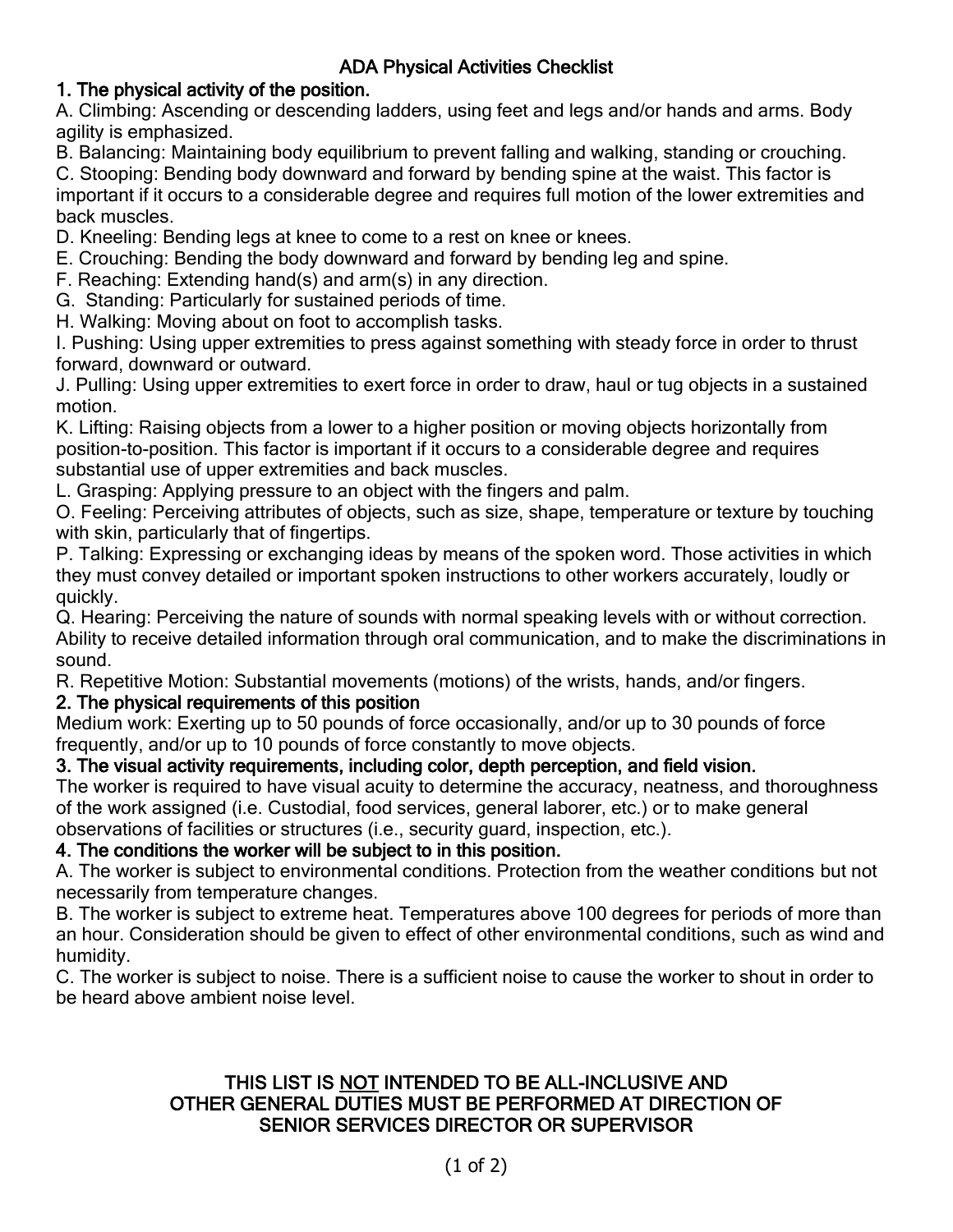# ADA Physical Activities Checklist

**1. The physical activity of the position.**

A. Climbing: Ascending or descending ladders, using feet and legs and/or hands and arms. Body agility is emphasized.

B. Balancing: Maintaining body equilibrium to prevent falling and walking, standing or crouching.

C. Stooping: Bending body downward and forward by bending spine at the waist. This factor is important if it occurs to a considerable degree and requires full motion of the lower extremities and back muscles.

D. Kneeling: Bending legs at knee to come to a rest on knee or knees.

E. Crouching: Bending the body downward and forward by bending leg and spine.

F. Reaching: Extending hand(s) and arm(s) in any direction.

G. Standing: Particularly for sustained periods of time.

H. Walking: Moving about on foot to accomplish tasks.

I. Pushing: Using upper extremities to press against something with steady force in order to thrust forward, downward or outward.

J. Pulling: Using upper extremities to exert force in order to draw, haul or tug objects in a sustained motion.

K. Lifting: Raising objects from a lower to a higher position or moving objects horizontally from position-to-position. This factor is important if it occurs to a considerable degree and requires substantial use of upper extremities and back muscles.

L. Grasping: Applying pressure to an object with the fingers and palm.

O. Feeling: Perceiving attributes of objects, such as size, shape, temperature or texture by touching with skin, particularly that of fingertips.

P. Talking: Expressing or exchanging ideas by means of the spoken word. Those activities in which they must convey detailed or important spoken instructions to other workers accurately, loudly or quickly.

Q. Hearing: Perceiving the nature of sounds with normal speaking levels with or without correction. Ability to receive detailed information through oral communication, and to make the discriminations in sound.

R. Repetitive Motion: Substantial movements (motions) of the wrists, hands, and/or fingers.

**2. The physical requirements of this position**

Medium work: Exerting up to 50 pounds of force occasionally, and/or up to 30 pounds of force frequently, and/or up to 10 pounds of force constantly to move objects.

**3. The visual activity requirements, including color, depth perception, and field vision.**

The worker is required to have visual acuity to determine the accuracy, neatness, and thoroughness of the work assigned (i.e. Custodial, food services, general laborer, etc.) or to make general observations of facilities or structures (i.e., security guard, inspection, etc.).

**4. The conditions the worker will be subject to in this position.**

A. The worker is subject to environmental conditions. Protection from the weather conditions but not necessarily from temperature changes.

B. The worker is subject to extreme heat. Temperatures above 100 degrees for periods of more than an hour. Consideration should be given to effect of other environmental conditions, such as wind and humidity.

C. The worker is subject to noise. There is a sufficient noise to cause the worker to shout in order to be heard above ambient noise level.

THIS LIST IS NOT INTENDED TO BE ALL-INCLUSIVE AND
OTHER GENERAL DUTIES MUST BE PERFORMED AT DIRECTION OF
SENIOR SERVICES DIRECTOR OR SUPERVISOR